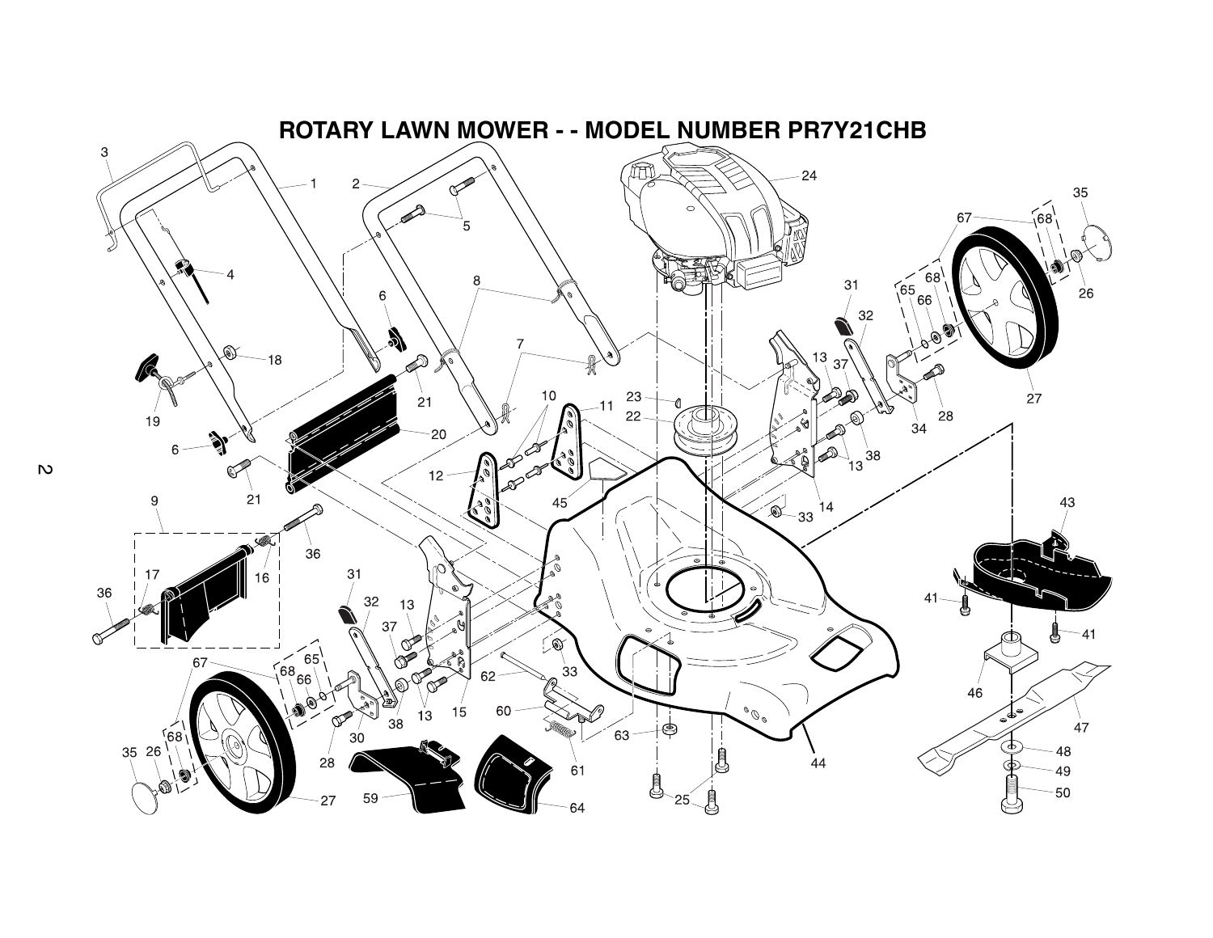# ROTARY LAWN MOWER - - MODEL NUMBER PR7Y21CHB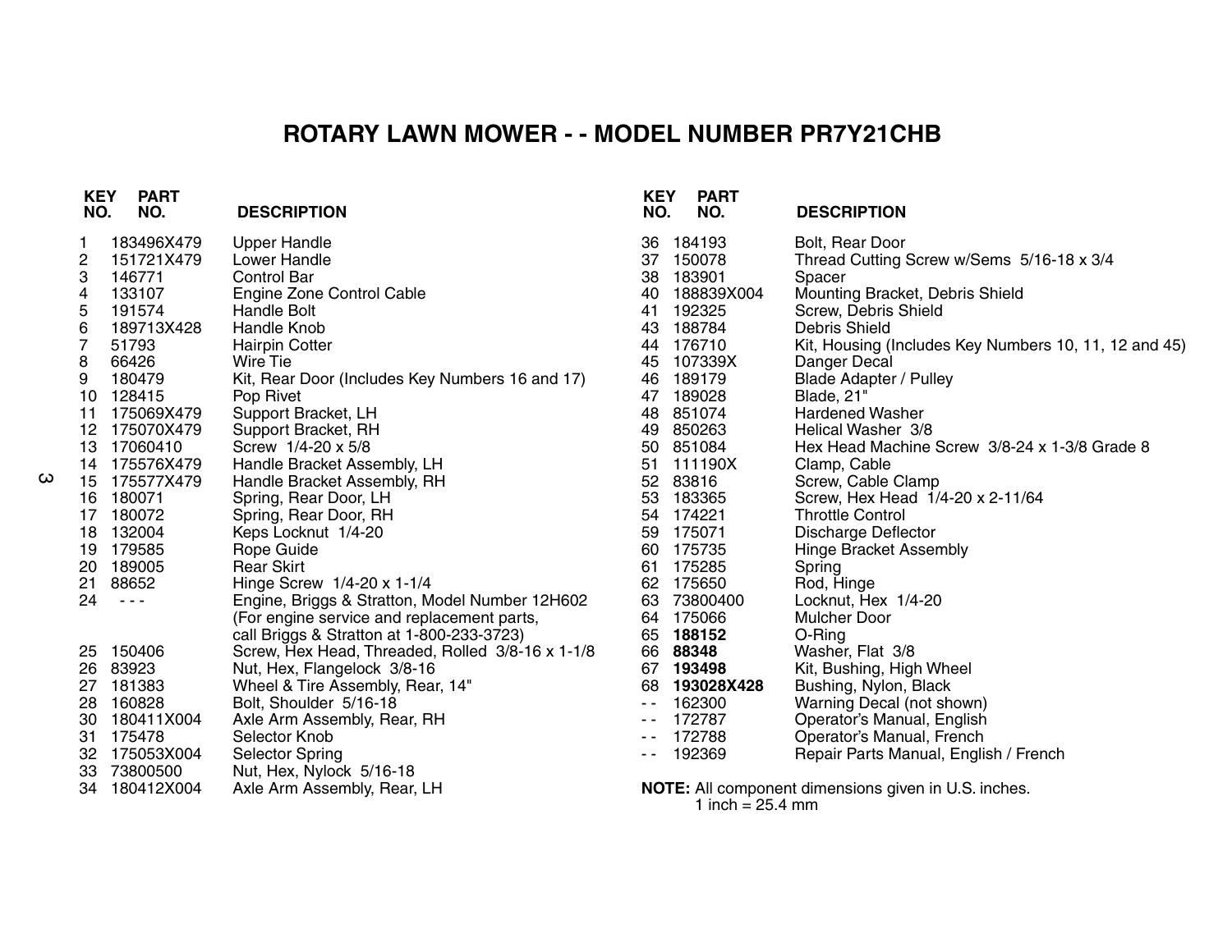# ROTARY LAWN MOWER - - MODEL NUMBER PR7Y21CHB

| KEY NO. | PART NO. | DESCRIPTION |
|---|---|---|
| 1 | 183496X479 | Upper Handle |
| 2 | 151721X479 | Lower Handle |
| 3 | 146771 | Control Bar |
| 4 | 133107 | Engine Zone Control Cable |
| 5 | 191574 | Handle Bolt |
| 6 | 189713X428 | Handle Knob |
| 7 | 51793 | Hairpin Cotter |
| 8 | 66426 | Wire Tie |
| 9 | 180479 | Kit, Rear Door (Includes Key Numbers 16 and 17) |
| 10 | 128415 | Pop Rivet |
| 11 | 175069X479 | Support Bracket, LH |
| 12 | 175070X479 | Support Bracket, RH |
| 13 | 17060410 | Screw 1/4-20 x 5/8 |
| 14 | 175576X479 | Handle Bracket Assembly, LH |
| 15 | 175577X479 | Handle Bracket Assembly, RH |
| 16 | 180071 | Spring, Rear Door, LH |
| 17 | 180072 | Spring, Rear Door, RH |
| 18 | 132004 | Keps Locknut 1/4-20 |
| 19 | 179585 | Rope Guide |
| 20 | 189005 | Rear Skirt |
| 21 | 88652 | Hinge Screw 1/4-20 x 1-1/4 |
| 24 | - - - | Engine, Briggs & Stratton, Model Number 12H602 (For engine service and replacement parts, call Briggs & Stratton at 1-800-233-3723) |
| 25 | 150406 | Screw, Hex Head, Threaded, Rolled 3/8-16 x 1-1/8 |
| 26 | 83923 | Nut, Hex, Flangelock 3/8-16 |
| 27 | 181383 | Wheel & Tire Assembly, Rear, 14" |
| 28 | 160828 | Bolt, Shoulder 5/16-18 |
| 30 | 180411X004 | Axle Arm Assembly, Rear, RH |
| 31 | 175478 | Selector Knob |
| 32 | 175053X004 | Selector Spring |
| 33 | 73800500 | Nut, Hex, Nylock 5/16-18 |
| 34 | 180412X004 | Axle Arm Assembly, Rear, LH |
| 36 | 184193 | Bolt, Rear Door |
| 37 | 150078 | Thread Cutting Screw w/Sems 5/16-18 x 3/4 |
| 38 | 183901 | Spacer |
| 40 | 188839X004 | Mounting Bracket, Debris Shield |
| 41 | 192325 | Screw, Debris Shield |
| 43 | 188784 | Debris Shield |
| 44 | 176710 | Kit, Housing (Includes Key Numbers 10, 11, 12 and 45) |
| 45 | 107339X | Danger Decal |
| 46 | 189179 | Blade Adapter / Pulley |
| 47 | 189028 | Blade, 21" |
| 48 | 851074 | Hardened Washer |
| 49 | 850263 | Helical Washer 3/8 |
| 50 | 851084 | Hex Head Machine Screw 3/8-24 x 1-3/8 Grade 8 |
| 51 | 111190X | Clamp, Cable |
| 52 | 83816 | Screw, Cable Clamp |
| 53 | 183365 | Screw, Hex Head 1/4-20 x 2-11/64 |
| 54 | 174221 | Throttle Control |
| 59 | 175071 | Discharge Deflector |
| 60 | 175735 | Hinge Bracket Assembly |
| 61 | 175285 | Spring |
| 62 | 175650 | Rod, Hinge |
| 63 | 73800400 | Locknut, Hex 1/4-20 |
| 64 | 175066 | Mulcher Door |
| 65 | **188152** | O-Ring |
| 66 | **88348** | Washer, Flat 3/8 |
| 67 | **193498** | Kit, Bushing, High Wheel |
| 68 | **193028X428** | Bushing, Nylon, Black |
| - - | 162300 | Warning Decal (not shown) |
| - - | 172787 | Operator's Manual, English |
| - - | 172788 | Operator's Manual, French |
| - - | 192369 | Repair Parts Manual, English / French |

**NOTE:** All component dimensions given in U.S. inches.
1 inch = 25.4 mm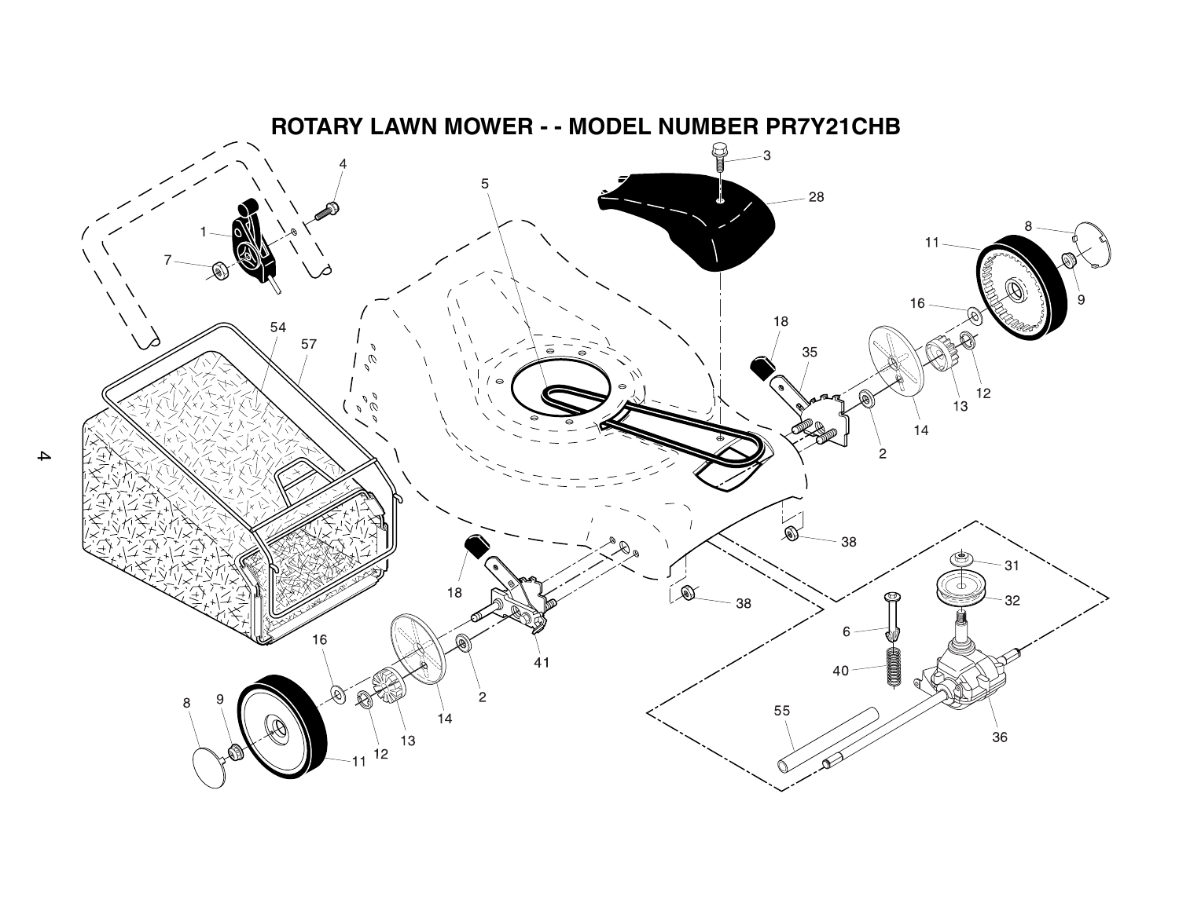# ROTARY LAWN MOWER - - MODEL NUMBER PR7Y21CHB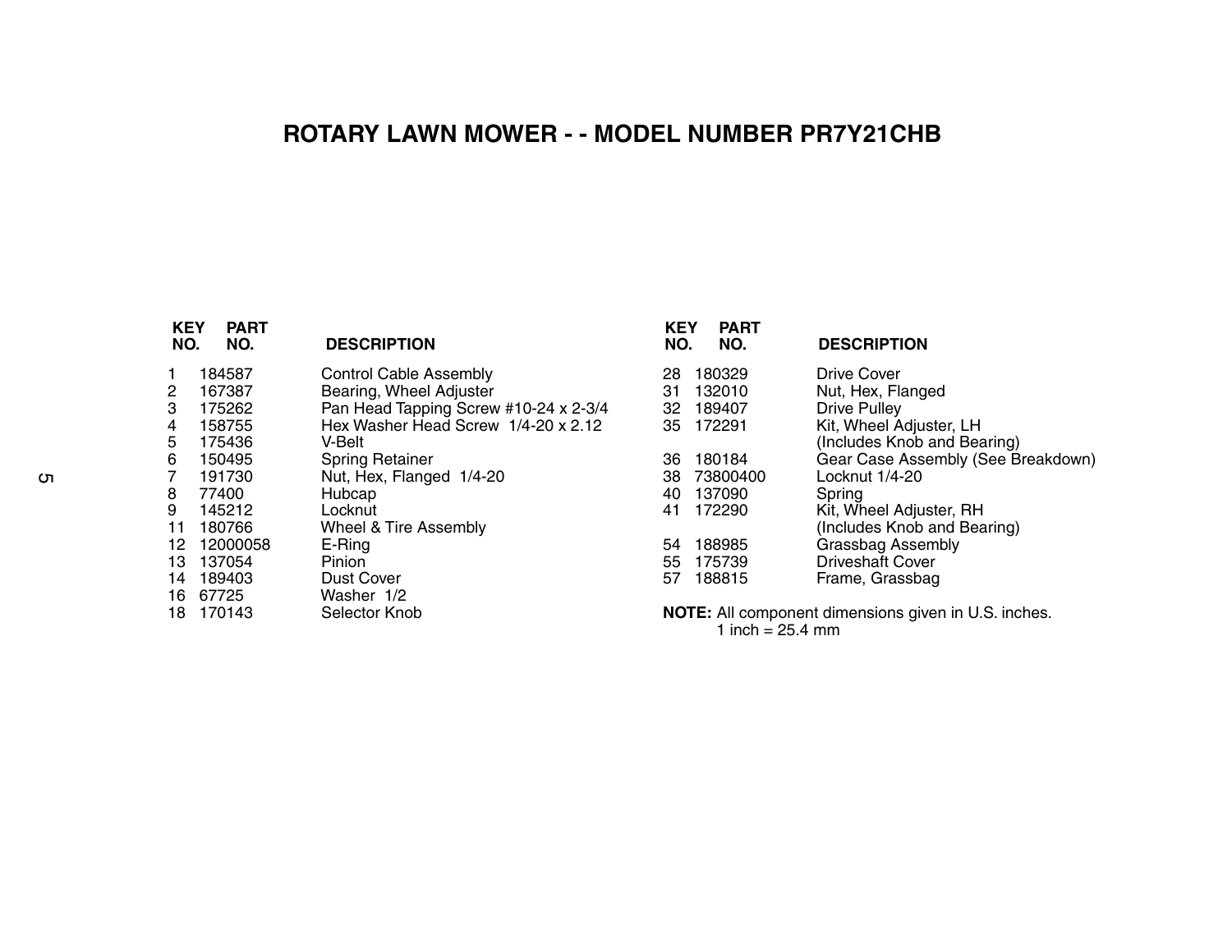# ROTARY LAWN MOWER - - MODEL NUMBER PR7Y21CHB

| KEY NO. | PART NO. | DESCRIPTION |
|---|---|---|
| 1 | 184587 | Control Cable Assembly |
| 2 | 167387 | Bearing, Wheel Adjuster |
| 3 | 175262 | Pan Head Tapping Screw #10-24 x 2-3/4 |
| 4 | 158755 | Hex Washer Head Screw 1/4-20 x 2.12 |
| 5 | 175436 | V-Belt |
| 6 | 150495 | Spring Retainer |
| 7 | 191730 | Nut, Hex, Flanged 1/4-20 |
| 8 | 77400 | Hubcap |
| 9 | 145212 | Locknut |
| 11 | 180766 | Wheel & Tire Assembly |
| 12 | 12000058 | E-Ring |
| 13 | 137054 | Pinion |
| 14 | 189403 | Dust Cover |
| 16 | 67725 | Washer 1/2 |
| 18 | 170143 | Selector Knob |
| 28 | 180329 | Drive Cover |
| 31 | 132010 | Nut, Hex, Flanged |
| 32 | 189407 | Drive Pulley |
| 35 | 172291 | Kit, Wheel Adjuster, LH (Includes Knob and Bearing) |
| 36 | 180184 | Gear Case Assembly (See Breakdown) |
| 38 | 73800400 | Locknut 1/4-20 |
| 40 | 137090 | Spring |
| 41 | 172290 | Kit, Wheel Adjuster, RH (Includes Knob and Bearing) |
| 54 | 188985 | Grassbag Assembly |
| 55 | 175739 | Driveshaft Cover |
| 57 | 188815 | Frame, Grassbag |

**NOTE:** All component dimensions given in U.S. inches.
1 inch = 25.4 mm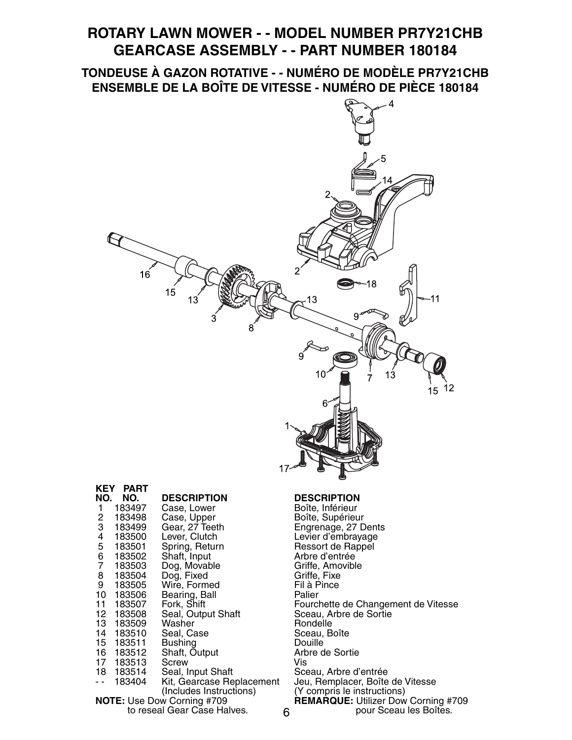# ROTARY LAWN MOWER - - MODEL NUMBER PR7Y21CHB
# GEARCASE ASSEMBLY - - PART NUMBER 180184

## TONDEUSE À GAZON ROTATIVE - - NUMÉRO DE MODÈLE PR7Y21CHB
## ENSEMBLE DE LA BOÎTE DE VITESSE - NUMÉRO DE PIÈCE 180184

4
5
14
2
2
16
15
13
3
8
13
18
11
9
9
10
7
13
15
12
6
1
17

| KEY NO. | PART NO. | DESCRIPTION | DESCRIPTION |
|---|---|---|---|
| 1 | 183497 | Case, Lower | Boîte, Inférieur |
| 2 | 183498 | Case, Upper | Boîte, Supérieur |
| 3 | 183499 | Gear, 27 Teeth | Engrenage, 27 Dents |
| 4 | 183500 | Lever, Clutch | Levier d'embrayage |
| 5 | 183501 | Spring, Return | Ressort de Rappel |
| 6 | 183502 | Shaft, Input | Arbre d'entrée |
| 7 | 183503 | Dog, Movable | Griffe, Amovible |
| 8 | 183504 | Dog, Fixed | Griffe, Fixe |
| 9 | 183505 | Wire, Formed | Fil à Pince |
| 10 | 183506 | Bearing, Ball | Palier |
| 11 | 183507 | Fork, Shift | Fourchette de Changement de Vitesse |
| 12 | 183508 | Seal, Output Shaft | Sceau, Arbre de Sortie |
| 13 | 183509 | Washer | Rondelle |
| 14 | 183510 | Seal, Case | Sceau, Boîte |
| 15 | 183511 | Bushing | Douille |
| 16 | 183512 | Shaft, Output | Arbre de Sortie |
| 17 | 183513 | Screw | Vis |
| 18 | 183514 | Seal, Input Shaft | Sceau, Arbre d'entrée |
| - - | 183404 | Kit, Gearcase Replacement (Includes Instructions) | Jeu, Remplacer, Boîte de Vitesse (Y compris le instructions) |

**NOTE:** Use Dow Corning #709 to reseal Gear Case Halves.

**REMARQUE:** Utilizer Dow Corning #709 pour Sceau les Boîtes.